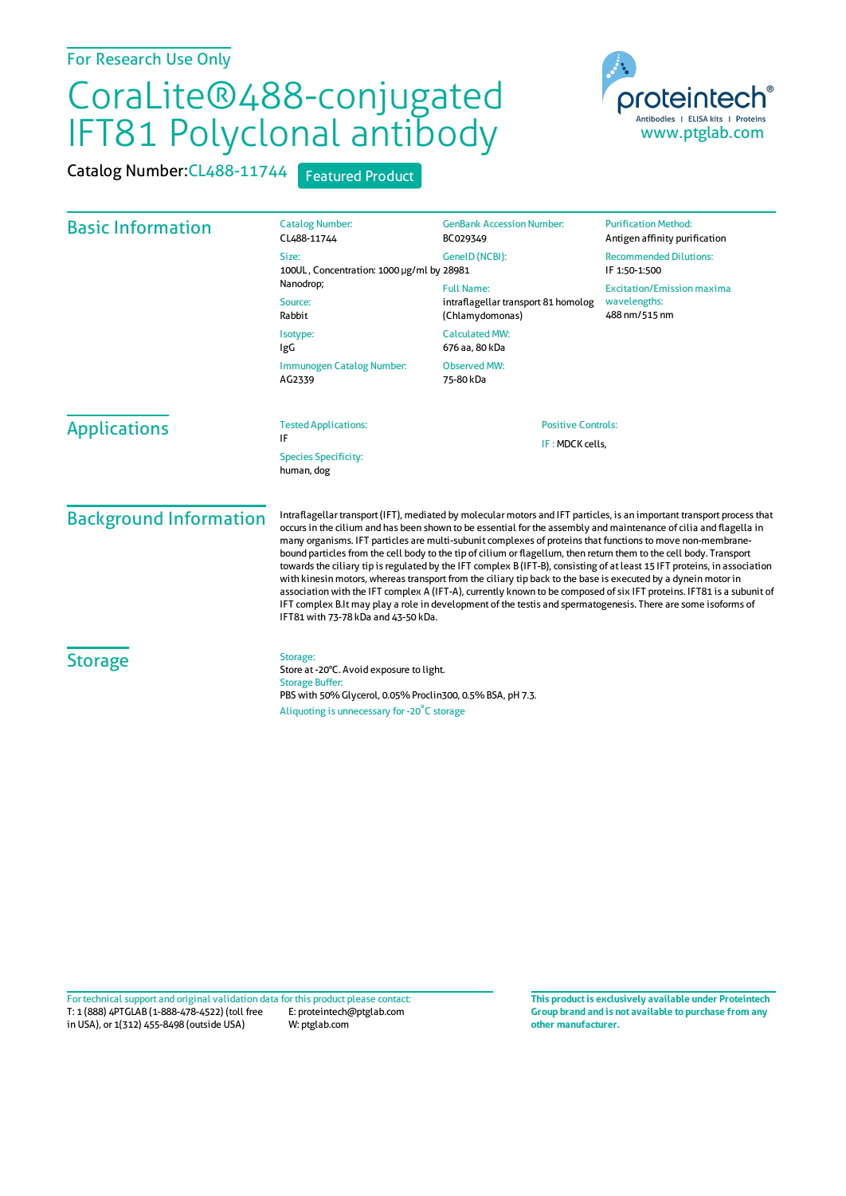For Research Use Only

# CoraLite®488-conjugated IFT81 Polyclonal antibody

Catalog Number: CL488-11744 Featured Product

proteintech® Antibodies | ELISA kits | Proteins www.ptglab.com

## Basic Information

Catalog Number:
CL488-11744

Size:
100UL , Concentration: 1000 μg/ml by Nanodrop;

Source:
Rabbit

Isotype:
IgG

Immunogen Catalog Number:
AG2339

GenBank Accession Number:
BC029349

GeneID (NCBI):
28981

Full Name:
intraflagellar transport 81 homolog (Chlamydomonas)

Calculated MW:
676 aa, 80 kDa

Observed MW:
75-80 kDa

Purification Method:
Antigen affinity purification

Recommended Dilutions:
IF 1:50-1:500

Excitation/Emission maxima wavelengths:
488 nm/515 nm

## Applications

Tested Applications:
IF

Species Specificity:
human, dog

Positive Controls:

IF : MDCK cells,

## Background Information

Intraflagellar transport (IFT), mediated by molecular motors and IFT particles, is an important transport process that occurs in the cilium and has been shown to be essential for the assembly and maintenance of cilia and flagella in many organisms. IFT particles are multi-subunit complexes of proteins that functions to move non-membrane-bound particles from the cell body to the tip of cilium or flagellum, then return them to the cell body. Transport towards the ciliary tip is regulated by the IFT complex B (IFT-B), consisting of at least 15 IFT proteins, in association with kinesin motors, whereas transport from the ciliary tip back to the base is executed by a dynein motor in association with the IFT complex A (IFT-A), currently known to be composed of six IFT proteins. IFT81 is a subunit of IFT complex B.It may play a role in development of the testis and spermatogenesis. There are some isoforms of IFT81 with 73-78 kDa and 43-50 kDa.

## Storage

Storage:
Store at -20°C. Avoid exposure to light.

Storage Buffer:
PBS with 50% Glycerol, 0.05% Proclin300, 0.5% BSA, pH 7.3.

Aliquoting is unnecessary for -20°C storage

For technical support and original validation data for this product please contact:
T: 1 (888) 4PTGLAB (1-888-478-4522) (toll free in USA), or 1(312) 455-8498 (outside USA)
E: proteintech@ptglab.com
W: ptglab.com

**This product is exclusively available under Proteintech Group brand and is not available to purchase from any other manufacturer.**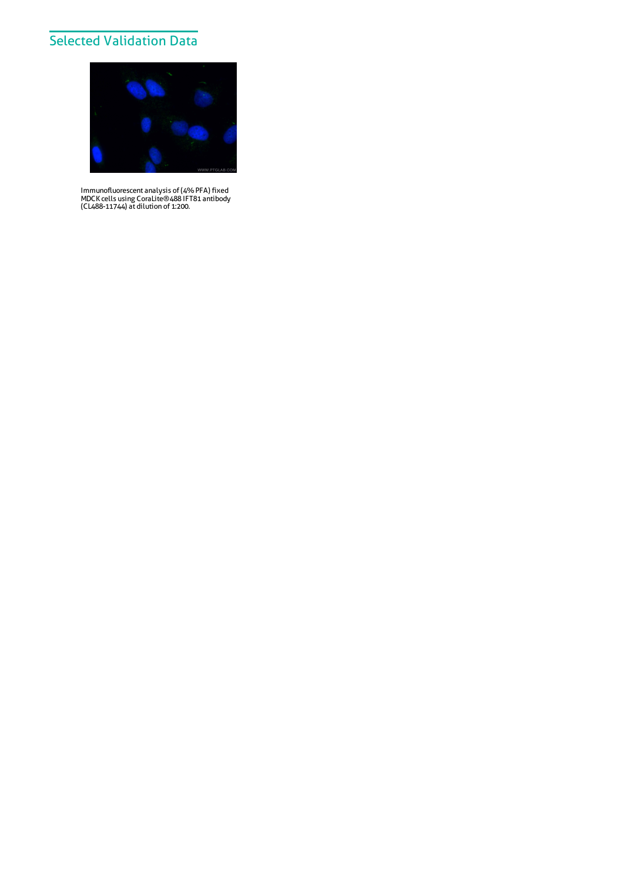## Selected Validation Data

Immunofluorescent analysis of (4% PFA) fixed MDCK cells using CoraLite®488 IFT81 antibody (CL488-11744) at dilution of 1:200.